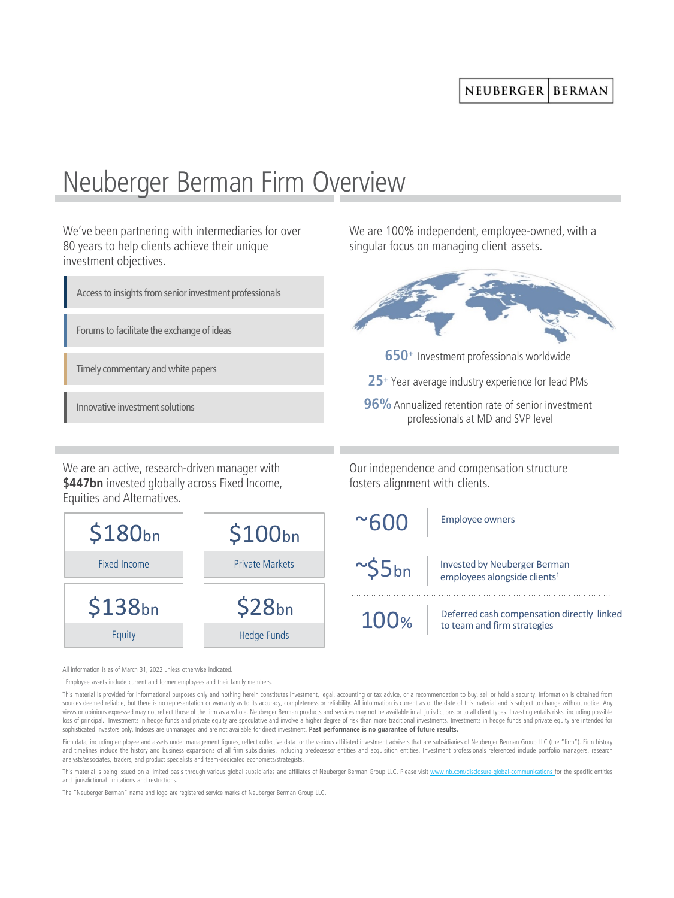NEUBERGER | BERMAN

# Neuberger Berman Firm Overview

We've been partnering with intermediaries for over 80 years to help clients achieve their unique investment objectives.

- Access to insights from senior investment professionals
- Forums to facilitate the exchange of ideas
- Timely commentary and white papers
- Innovative investment solutions

We are 100% independent, employee-owned, with a singular focus on managing client assets.

**650**+ Investment professionals worldwide

**25**+ Year average industry experience for lead PMs

**96%** Annualized retention rate of senior investment professionals at MD and SVP level

We are an active, research-driven manager with **$447bn** invested globally across Fixed Income, Equities and Alternatives.

| $180bn | $100bn |
|---|---|
| Fixed Income | Private Markets |
| **$138bn** | **$28bn** |
| Equity | Hedge Funds |

Our independence and compensation structure fosters alignment with clients.

| | |
|---|---|
| ~600 | Employee owners |
| ~$5bn | Invested by Neuberger Berman employees alongside clients[1] |
| 100% | Deferred cash compensation directly linked to team and firm strategies |

All information is as of March 31, 2022 unless otherwise indicated.

[1] Employee assets include current and former employees and their family members.

This material is provided for informational purposes only and nothing herein constitutes investment, legal, accounting or tax advice, or a recommendation to buy, sell or hold a security. Information is obtained from sources deemed reliable, but there is no representation or warranty as to its accuracy, completeness or reliability. All information is current as of the date of this material and is subject to change without notice. Any views or opinions expressed may not reflect those of the firm as a whole. Neuberger Berman products and services may not be available in all jurisdictions or to all client types. Investing entails risks, including possible loss of principal. Investments in hedge funds and private equity are speculative and involve a higher degree of risk than more traditional investments. Investments in hedge funds and private equity are intended for sophisticated investors only. Indexes are unmanaged and are not available for direct investment. **Past performance is no guarantee of future results.**

Firm data, including employee and assets under management figures, reflect collective data for the various affiliated investment advisers that are subsidiaries of Neuberger Berman Group LLC (the "firm"). Firm history and timelines include the history and business expansions of all firm subsidiaries, including predecessor entities and acquisition entities. Investment professionals referenced include portfolio managers, research analysts/associates, traders, and product specialists and team-dedicated economists/strategists.

This material is being issued on a limited basis through various global subsidiaries and affiliates of Neuberger Berman Group LLC. Please visit www.nb.com/disclosure-global-communications for the specific entities and jurisdictional limitations and restrictions.

The "Neuberger Berman" name and logo are registered service marks of Neuberger Berman Group LLC.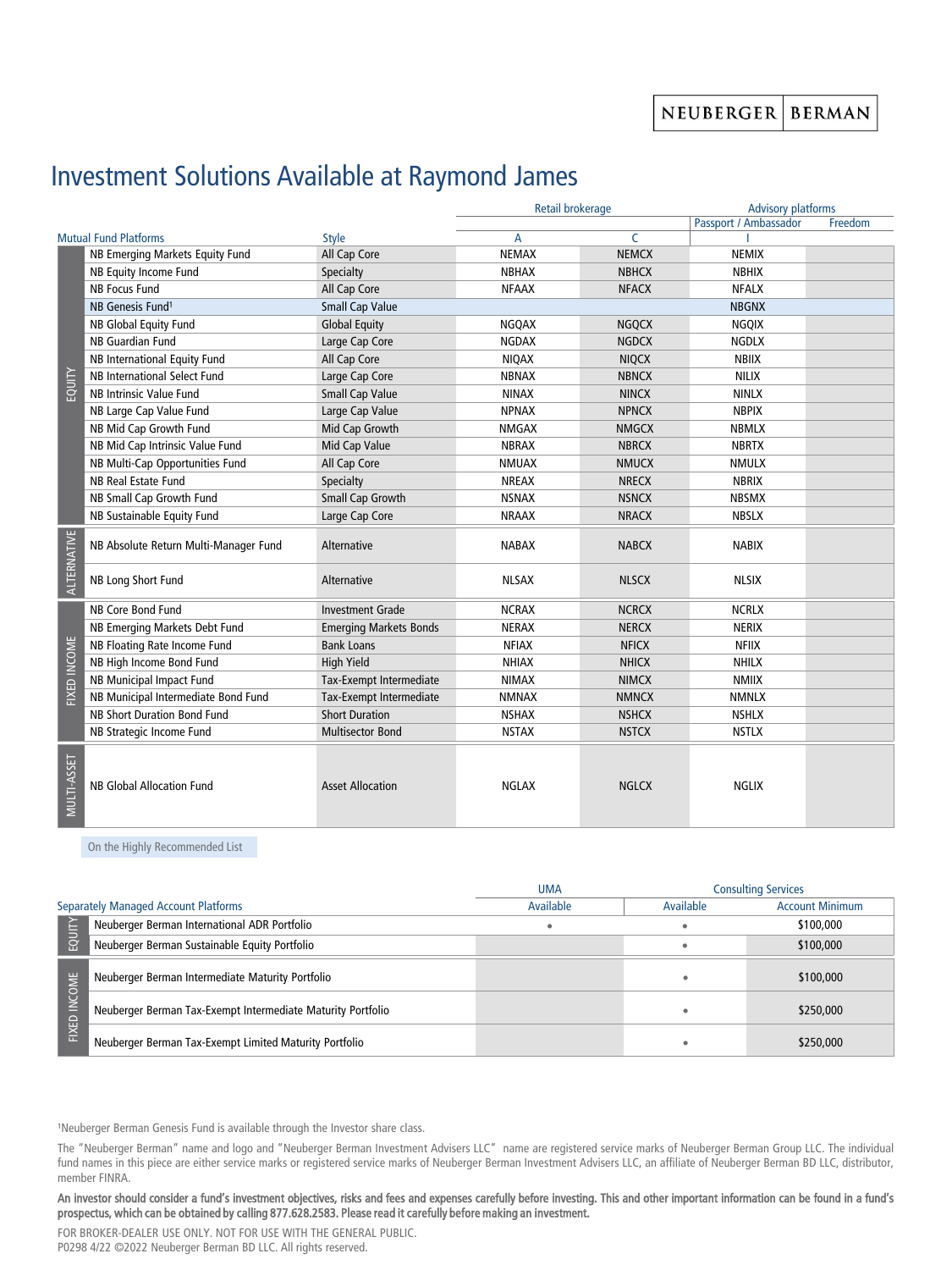NEUBERGER | BERMAN

# Investment Solutions Available at Raymond James

| | | | Retail brokerage | | Advisory platforms | |
|---|---|---|---|---|---|---|
| | | | | | Passport / Ambassador | Freedom |
| | Mutual Fund Platforms | Style | A | C | I | |
| EQUITY | NB Emerging Markets Equity Fund | All Cap Core | NEMAX | NEMCX | NEMIX | |
| | NB Equity Income Fund | Specialty | NBHAX | NBHCX | NBHIX | |
| | NB Focus Fund | All Cap Core | NFAAX | NFACX | NFALX | |
| | NB Genesis Fund[1] | Small Cap Value | | | NBGNX | |
| | NB Global Equity Fund | Global Equity | NGQAX | NGQCX | NGQIX | |
| | NB Guardian Fund | Large Cap Core | NGDAX | NGDCX | NGDLX | |
| | NB International Equity Fund | All Cap Core | NIQAX | NIQCX | NBIIX | |
| | NB International Select Fund | Large Cap Core | NBNAX | NBNCX | NILIX | |
| | NB Intrinsic Value Fund | Small Cap Value | NINAX | NINCX | NINLX | |
| | NB Large Cap Value Fund | Large Cap Value | NPNAX | NPNCX | NBPIX | |
| | NB Mid Cap Growth Fund | Mid Cap Growth | NMGAX | NMGCX | NBMLX | |
| | NB Mid Cap Intrinsic Value Fund | Mid Cap Value | NBRAX | NBRCX | NBRTX | |
| | NB Multi-Cap Opportunities Fund | All Cap Core | NMUAX | NMUCX | NMULX | |
| | NB Real Estate Fund | Specialty | NREAX | NRECX | NBRIX | |
| | NB Small Cap Growth Fund | Small Cap Growth | NSNAX | NSNCX | NBSMX | |
| | NB Sustainable Equity Fund | Large Cap Core | NRAAX | NRACX | NBSLX | |
| ALTERNATIVE | NB Absolute Return Multi-Manager Fund | Alternative | NABAX | NABCX | NABIX | |
| | NB Long Short Fund | Alternative | NLSAX | NLSCX | NLSIX | |
| FIXED INCOME | NB Core Bond Fund | Investment Grade | NCRAX | NCRCX | NCRLX | |
| | NB Emerging Markets Debt Fund | Emerging Markets Bonds | NERAX | NERCX | NERIX | |
| | NB Floating Rate Income Fund | Bank Loans | NFIAX | NFICX | NFIIX | |
| | NB High Income Bond Fund | High Yield | NHIAX | NHICX | NHILX | |
| | NB Municipal Impact Fund | Tax-Exempt Intermediate | NIMAX | NIMCX | NMIIX | |
| | NB Municipal Intermediate Bond Fund | Tax-Exempt Intermediate | NMNAX | NMNCX | NMNLX | |
| | NB Short Duration Bond Fund | Short Duration | NSHAX | NSHCX | NSHLX | |
| | NB Strategic Income Fund | Multisector Bond | NSTAX | NSTCX | NSTLX | |
| MULTI-ASSET | NB Global Allocation Fund | Asset Allocation | NGLAX | NGLCX | NGLIX | |

On the Highly Recommended List

| | | UMA | Consulting Services | |
|---|---|---|---|---|
| | Separately Managed Account Platforms | Available | Available | Account Minimum |
| EQUITY | Neuberger Berman International ADR Portfolio | • | • | $100,000 |
| | Neuberger Berman Sustainable Equity Portfolio | | • | $100,000 |
| FIXED INCOME | Neuberger Berman Intermediate Maturity Portfolio | | • | $100,000 |
| | Neuberger Berman Tax-Exempt Intermediate Maturity Portfolio | | • | $250,000 |
| | Neuberger Berman Tax-Exempt Limited Maturity Portfolio | | • | $250,000 |

[1]Neuberger Berman Genesis Fund is available through the Investor share class.

The "Neuberger Berman" name and logo and "Neuberger Berman Investment Advisers LLC" name are registered service marks of Neuberger Berman Group LLC. The individual fund names in this piece are either service marks or registered service marks of Neuberger Berman Investment Advisers LLC, an affiliate of Neuberger Berman BD LLC, distributor, member FINRA.

**An investor should consider a fund's investment objectives, risks and fees and expenses carefully before investing. This and other important information can be found in a fund's prospectus, which can be obtained by calling 877.628.2583. Please read it carefully before making an investment.**

FOR BROKER-DEALER USE ONLY. NOT FOR USE WITH THE GENERAL PUBLIC.
P0298 4/22 ©2022 Neuberger Berman BD LLC. All rights reserved.